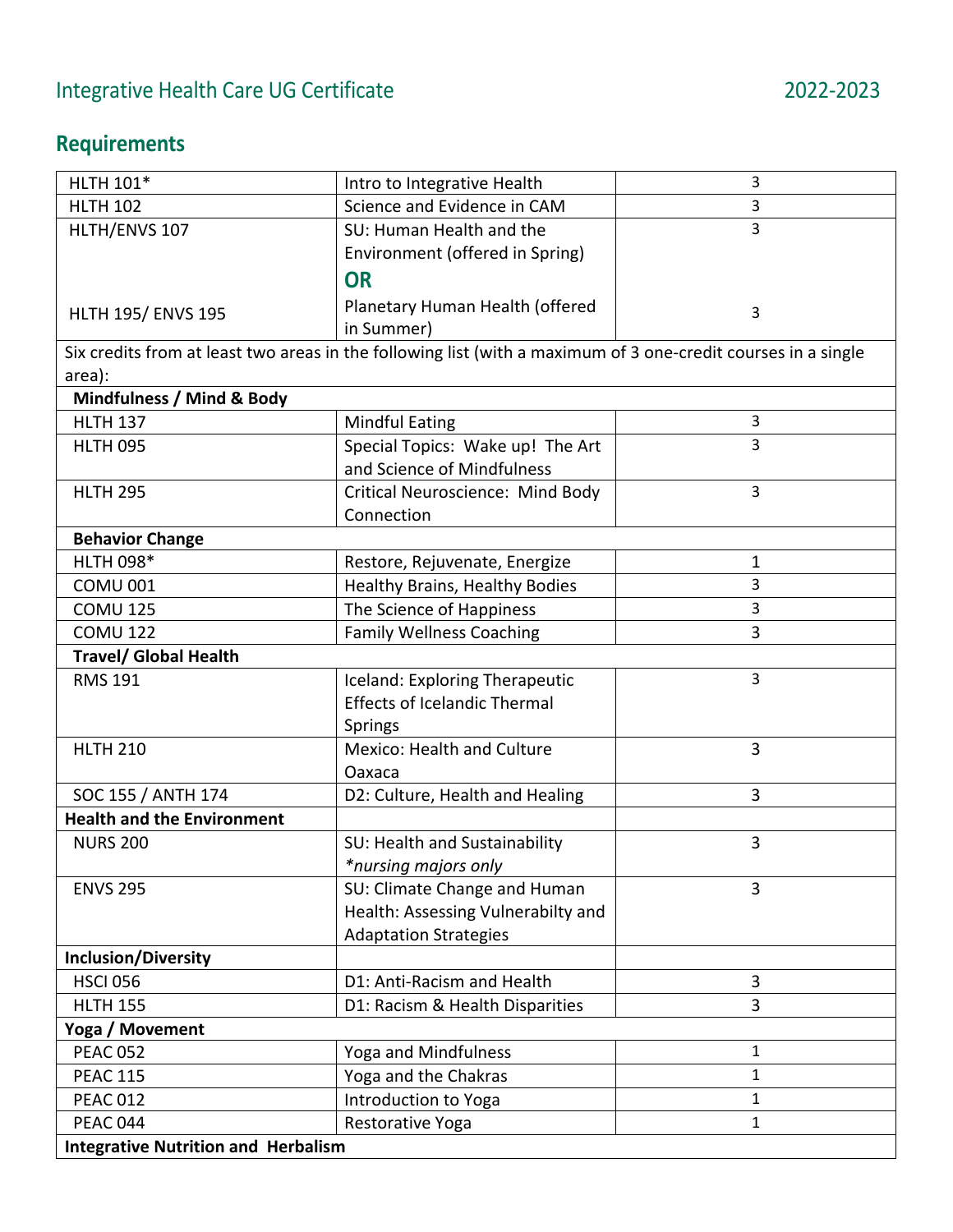# Integrative Health Care UG Certificate 2022-2023

## Requirements

| Course | Title | Credits |
|---|---|---|
| HLTH 101* | Intro to Integrative Health | 3 |
| HLTH 102 | Science and Evidence in CAM | 3 |
| HLTH/ENVS 107 | SU: Human Health and the Environment (offered in Spring) | 3 |
| | **OR** | |
| HLTH 195/ ENVS 195 | Planetary Human Health (offered in Summer) | 3 |
| Six credits from at least two areas in the following list (with a maximum of 3 one-credit courses in a single area): | | |
| **Mindfulness / Mind & Body** | | |
| HLTH 137 | Mindful Eating | 3 |
| HLTH 095 | Special Topics: Wake up! The Art and Science of Mindfulness | 3 |
| HLTH 295 | Critical Neuroscience: Mind Body Connection | 3 |
| **Behavior Change** | | |
| HLTH 098* | Restore, Rejuvenate, Energize | 1 |
| COMU 001 | Healthy Brains, Healthy Bodies | 3 |
| COMU 125 | The Science of Happiness | 3 |
| COMU 122 | Family Wellness Coaching | 3 |
| **Travel/ Global Health** | | |
| RMS 191 | Iceland: Exploring Therapeutic Effects of Icelandic Thermal Springs | 3 |
| HLTH 210 | Mexico: Health and Culture Oaxaca | 3 |
| SOC 155 / ANTH 174 | D2: Culture, Health and Healing | 3 |
| **Health and the Environment** | | |
| NURS 200 | SU: Health and Sustainability *\*nursing majors only* | 3 |
| ENVS 295 | SU: Climate Change and Human Health: Assessing Vulnerabilty and Adaptation Strategies | 3 |
| **Inclusion/Diversity** | | |
| HSCI 056 | D1: Anti-Racism and Health | 3 |
| HLTH 155 | D1: Racism & Health Disparities | 3 |
| **Yoga / Movement** | | |
| PEAC 052 | Yoga and Mindfulness | 1 |
| PEAC 115 | Yoga and the Chakras | 1 |
| PEAC 012 | Introduction to Yoga | 1 |
| PEAC 044 | Restorative Yoga | 1 |
| **Integrative Nutrition and Herbalism** | | |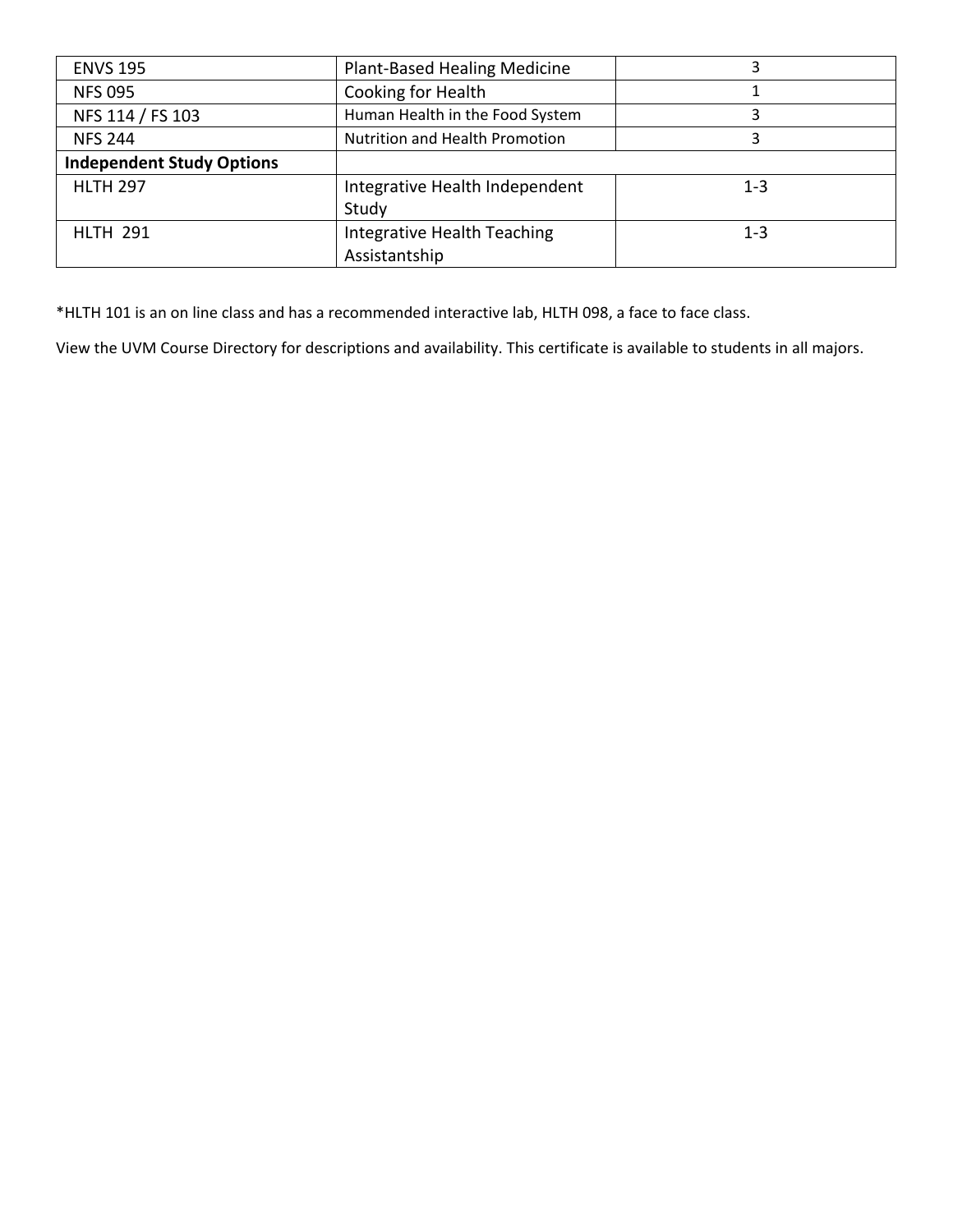| | | |
|---|---|---|
| ENVS 195 | Plant-Based Healing Medicine | 3 |
| NFS 095 | Cooking for Health | 1 |
| NFS 114 / FS 103 | Human Health in the Food System | 3 |
| NFS 244 | Nutrition and Health Promotion | 3 |
| **Independent Study Options** | | |
| HLTH 297 | Integrative Health Independent Study | 1-3 |
| HLTH 291 | Integrative Health Teaching Assistantship | 1-3 |

*HLTH 101 is an on line class and has a recommended interactive lab, HLTH 098, a face to face class.

View the UVM Course Directory for descriptions and availability. This certificate is available to students in all majors.